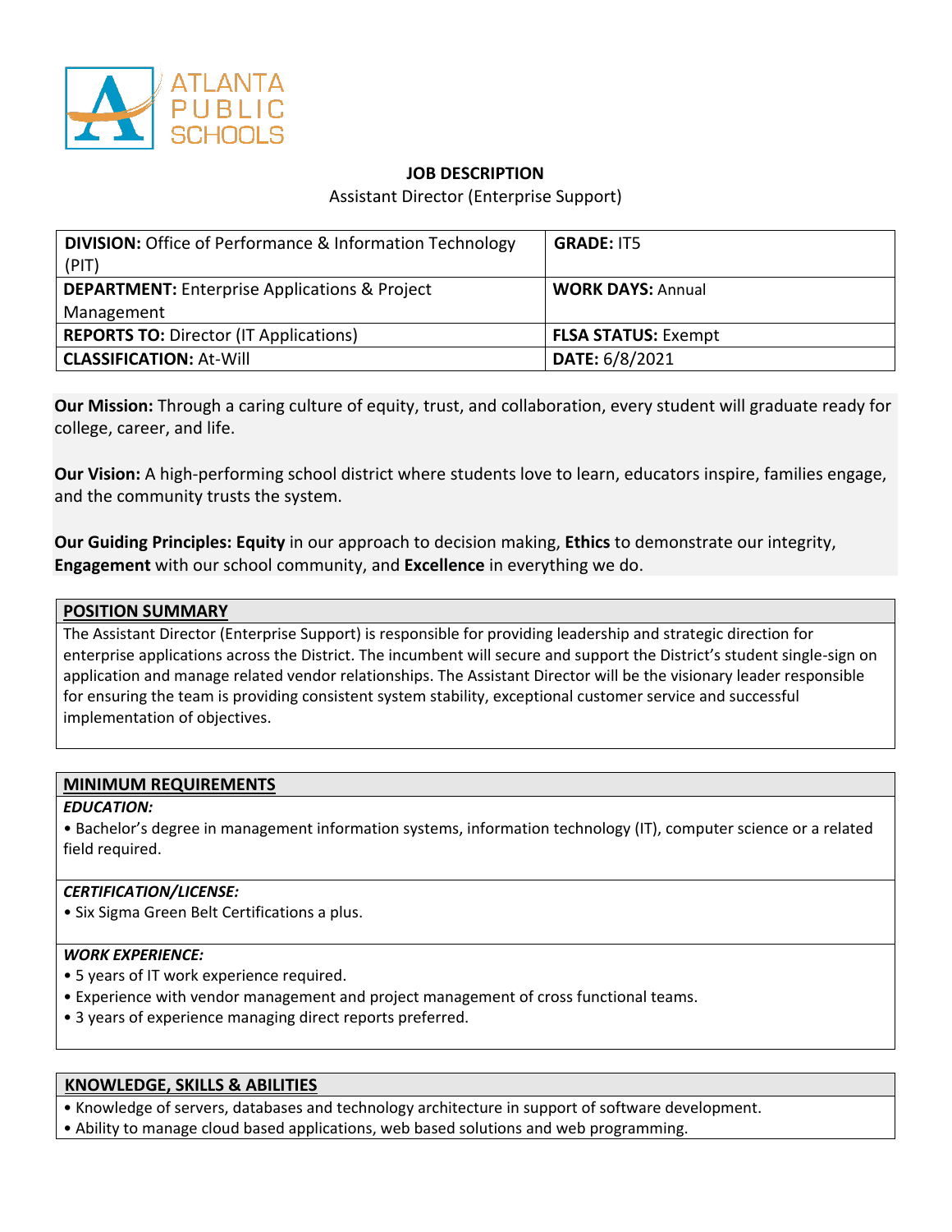ATLANTA PUBLIC SCHOOLS

# JOB DESCRIPTION

Assistant Director (Enterprise Support)

| | |
|---|---|
| **DIVISION:** Office of Performance & Information Technology (PIT) | **GRADE:** IT5 |
| **DEPARTMENT:** Enterprise Applications & Project Management | **WORK DAYS:** Annual |
| **REPORTS TO:** Director (IT Applications) | **FLSA STATUS:** Exempt |
| **CLASSIFICATION:** At-Will | **DATE:** 6/8/2021 |

**Our Mission:** Through a caring culture of equity, trust, and collaboration, every student will graduate ready for college, career, and life.

**Our Vision:** A high-performing school district where students love to learn, educators inspire, families engage, and the community trusts the system.

**Our Guiding Principles: Equity** in our approach to decision making, **Ethics** to demonstrate our integrity, **Engagement** with our school community, and **Excellence** in everything we do.

## POSITION SUMMARY

The Assistant Director (Enterprise Support) is responsible for providing leadership and strategic direction for enterprise applications across the District. The incumbent will secure and support the District's student single-sign on application and manage related vendor relationships. The Assistant Director will be the visionary leader responsible for ensuring the team is providing consistent system stability, exceptional customer service and successful implementation of objectives.

## MINIMUM REQUIREMENTS

***EDUCATION:***

- Bachelor's degree in management information systems, information technology (IT), computer science or a related field required.

***CERTIFICATION/LICENSE:***

- Six Sigma Green Belt Certifications a plus.

***WORK EXPERIENCE:***

- 5 years of IT work experience required.
- Experience with vendor management and project management of cross functional teams.
- 3 years of experience managing direct reports preferred.

## KNOWLEDGE, SKILLS & ABILITIES

- Knowledge of servers, databases and technology architecture in support of software development.
- Ability to manage cloud based applications, web based solutions and web programming.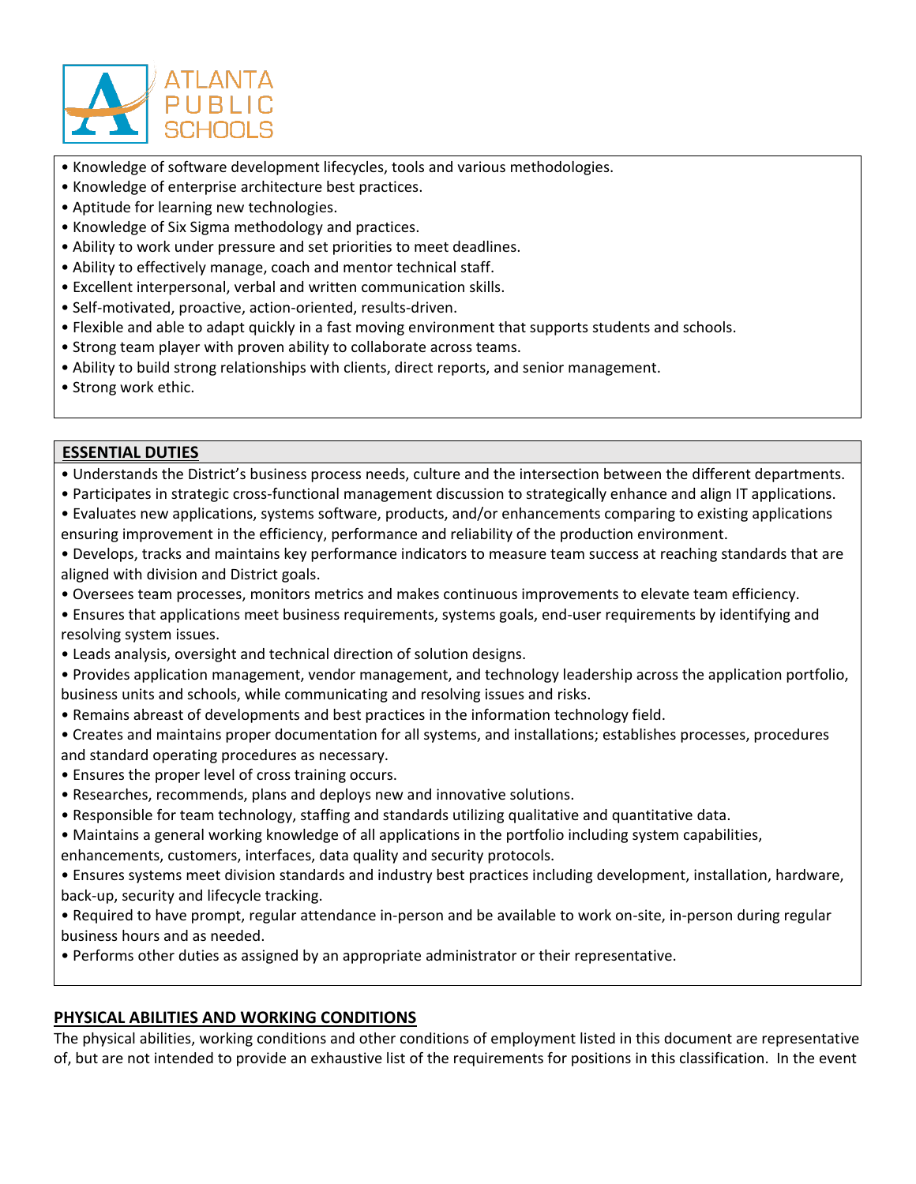- Knowledge of software development lifecycles, tools and various methodologies.
- Knowledge of enterprise architecture best practices.
- Aptitude for learning new technologies.
- Knowledge of Six Sigma methodology and practices.
- Ability to work under pressure and set priorities to meet deadlines.
- Ability to effectively manage, coach and mentor technical staff.
- Excellent interpersonal, verbal and written communication skills.
- Self-motivated, proactive, action-oriented, results-driven.
- Flexible and able to adapt quickly in a fast moving environment that supports students and schools.
- Strong team player with proven ability to collaborate across teams.
- Ability to build strong relationships with clients, direct reports, and senior management.
- Strong work ethic.

## ESSENTIAL DUTIES

- Understands the District's business process needs, culture and the intersection between the different departments.
- Participates in strategic cross-functional management discussion to strategically enhance and align IT applications.
- Evaluates new applications, systems software, products, and/or enhancements comparing to existing applications ensuring improvement in the efficiency, performance and reliability of the production environment.
- Develops, tracks and maintains key performance indicators to measure team success at reaching standards that are aligned with division and District goals.
- Oversees team processes, monitors metrics and makes continuous improvements to elevate team efficiency.
- Ensures that applications meet business requirements, systems goals, end-user requirements by identifying and resolving system issues.
- Leads analysis, oversight and technical direction of solution designs.
- Provides application management, vendor management, and technology leadership across the application portfolio, business units and schools, while communicating and resolving issues and risks.
- Remains abreast of developments and best practices in the information technology field.
- Creates and maintains proper documentation for all systems, and installations; establishes processes, procedures and standard operating procedures as necessary.
- Ensures the proper level of cross training occurs.
- Researches, recommends, plans and deploys new and innovative solutions.
- Responsible for team technology, staffing and standards utilizing qualitative and quantitative data.
- Maintains a general working knowledge of all applications in the portfolio including system capabilities, enhancements, customers, interfaces, data quality and security protocols.
- Ensures systems meet division standards and industry best practices including development, installation, hardware, back-up, security and lifecycle tracking.
- Required to have prompt, regular attendance in-person and be available to work on-site, in-person during regular business hours and as needed.
- Performs other duties as assigned by an appropriate administrator or their representative.

## PHYSICAL ABILITIES AND WORKING CONDITIONS

The physical abilities, working conditions and other conditions of employment listed in this document are representative of, but are not intended to provide an exhaustive list of the requirements for positions in this classification. In the event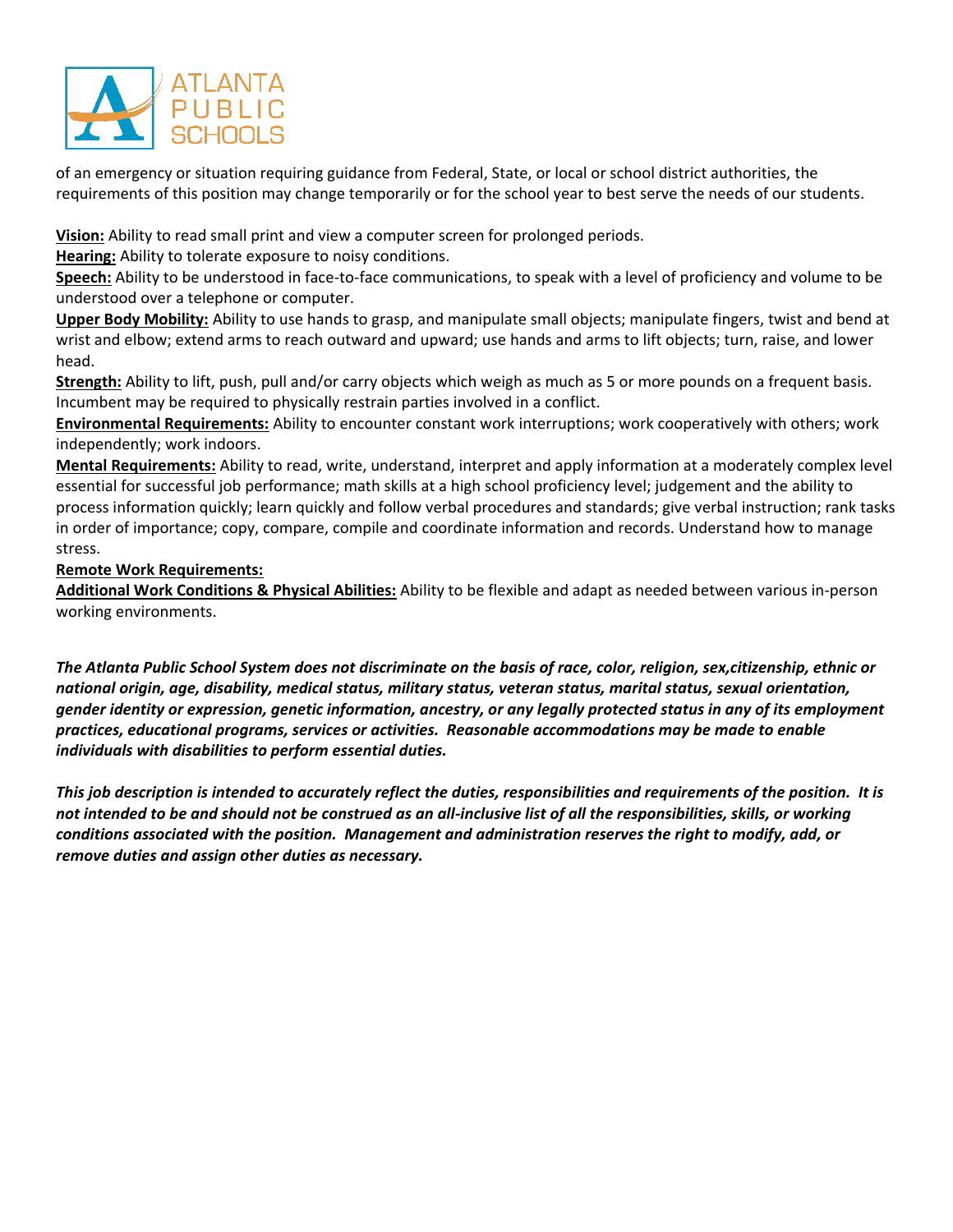of an emergency or situation requiring guidance from Federal, State, or local or school district authorities, the requirements of this position may change temporarily or for the school year to best serve the needs of our students.

**Vision:** Ability to read small print and view a computer screen for prolonged periods.
**Hearing:** Ability to tolerate exposure to noisy conditions.
**Speech:** Ability to be understood in face-to-face communications, to speak with a level of proficiency and volume to be understood over a telephone or computer.
**Upper Body Mobility:** Ability to use hands to grasp, and manipulate small objects; manipulate fingers, twist and bend at wrist and elbow; extend arms to reach outward and upward; use hands and arms to lift objects; turn, raise, and lower head.
**Strength:** Ability to lift, push, pull and/or carry objects which weigh as much as 5 or more pounds on a frequent basis. Incumbent may be required to physically restrain parties involved in a conflict.
**Environmental Requirements:** Ability to encounter constant work interruptions; work cooperatively with others; work independently; work indoors.
**Mental Requirements:** Ability to read, write, understand, interpret and apply information at a moderately complex level essential for successful job performance; math skills at a high school proficiency level; judgement and the ability to process information quickly; learn quickly and follow verbal procedures and standards; give verbal instruction; rank tasks in order of importance; copy, compare, compile and coordinate information and records. Understand how to manage stress.
**Remote Work Requirements:**
**Additional Work Conditions & Physical Abilities:** Ability to be flexible and adapt as needed between various in-person working environments.

***The Atlanta Public School System does not discriminate on the basis of race, color, religion, sex,citizenship, ethnic or national origin, age, disability, medical status, military status, veteran status, marital status, sexual orientation, gender identity or expression, genetic information, ancestry, or any legally protected status in any of its employment practices, educational programs, services or activities. Reasonable accommodations may be made to enable individuals with disabilities to perform essential duties.***

***This job description is intended to accurately reflect the duties, responsibilities and requirements of the position. It is not intended to be and should not be construed as an all-inclusive list of all the responsibilities, skills, or working conditions associated with the position. Management and administration reserves the right to modify, add, or remove duties and assign other duties as necessary.***